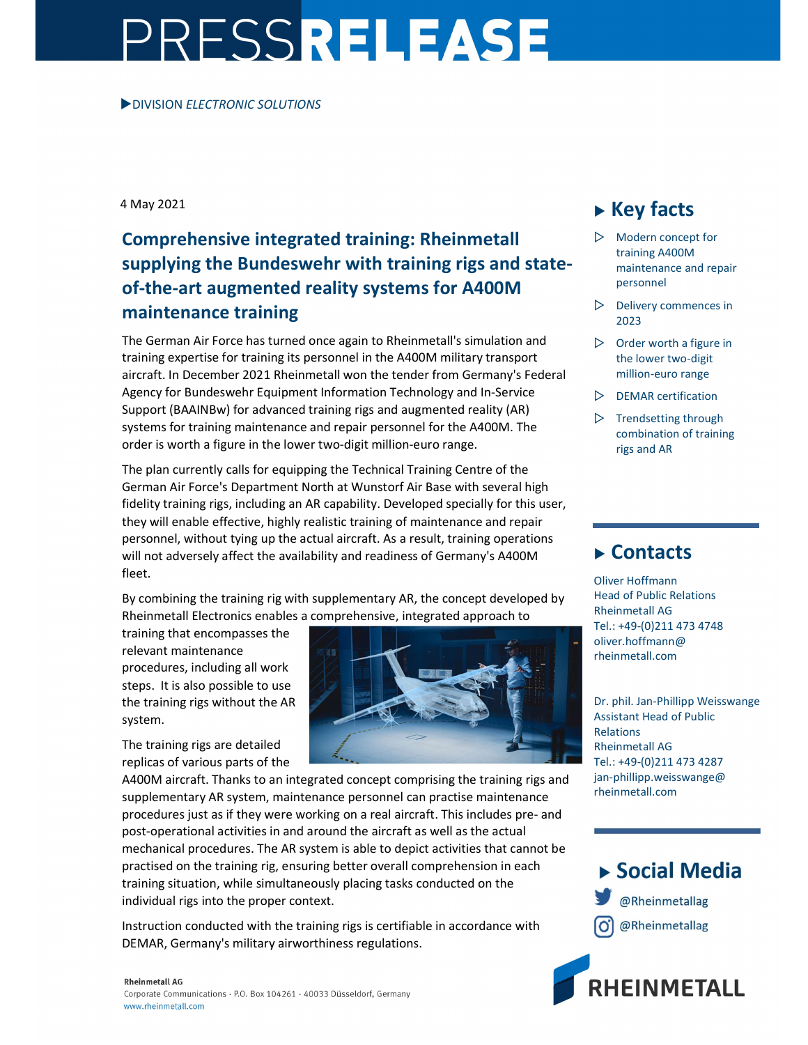# PRESS RELEASE

▶ DIVISION *ELECTRONIC SOLUTIONS*

4 May 2021

## Comprehensive integrated training: Rheinmetall supplying the Bundeswehr with training rigs and state-of-the-art augmented reality systems for A400M maintenance training

The German Air Force has turned once again to Rheinmetall's simulation and training expertise for training its personnel in the A400M military transport aircraft. In December 2021 Rheinmetall won the tender from Germany's Federal Agency for Bundeswehr Equipment Information Technology and In-Service Support (BAAINBw) for advanced training rigs and augmented reality (AR) systems for training maintenance and repair personnel for the A400M. The order is worth a figure in the lower two-digit million-euro range.

The plan currently calls for equipping the Technical Training Centre of the German Air Force's Department North at Wunstorf Air Base with several high fidelity training rigs, including an AR capability. Developed specially for this user, they will enable effective, highly realistic training of maintenance and repair personnel, without tying up the actual aircraft. As a result, training operations will not adversely affect the availability and readiness of Germany's A400M fleet.

By combining the training rig with supplementary AR, the concept developed by Rheinmetall Electronics enables a comprehensive, integrated approach to training that encompasses the relevant maintenance procedures, including all work steps. It is also possible to use the training rigs without the AR system.

The training rigs are detailed replicas of various parts of the A400M aircraft. Thanks to an integrated concept comprising the training rigs and supplementary AR system, maintenance personnel can practise maintenance procedures just as if they were working on a real aircraft. This includes pre- and post-operational activities in and around the aircraft as well as the actual mechanical procedures. The AR system is able to depict activities that cannot be practised on the training rig, ensuring better overall comprehension in each training situation, while simultaneously placing tasks conducted on the individual rigs into the proper context.

Instruction conducted with the training rigs is certifiable in accordance with DEMAR, Germany's military airworthiness regulations.

### Key facts

- Modern concept for training A400M maintenance and repair personnel
- Delivery commences in 2023
- Order worth a figure in the lower two-digit million-euro range
- DEMAR certification
- Trendsetting through combination of training rigs and AR

### Contacts

Oliver Hoffmann
Head of Public Relations
Rheinmetall AG
Tel.: +49-(0)211 473 4748
oliver.hoffmann@rheinmetall.com

Dr. phil. Jan-Phillipp Weisswange
Assistant Head of Public Relations
Rheinmetall AG
Tel.: +49-(0)211 473 4287
jan-phillipp.weisswange@rheinmetall.com

### Social Media

@Rheinmetallag

@Rheinmetallag

**Rheinmetall AG**
Corporate Communications · P.O. Box 104261 · 40033 Düsseldorf, Germany
www.rheinmetall.com

RHEINMETALL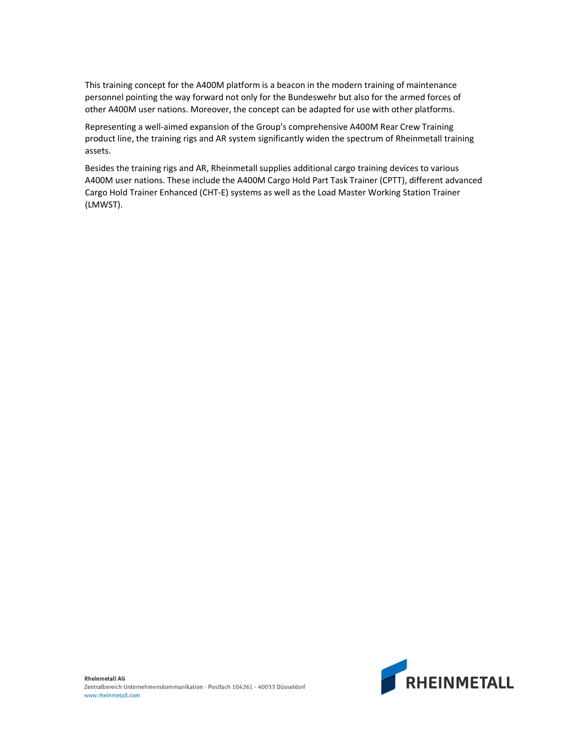This training concept for the A400M platform is a beacon in the modern training of maintenance personnel pointing the way forward not only for the Bundeswehr but also for the armed forces of other A400M user nations. Moreover, the concept can be adapted for use with other platforms.

Representing a well-aimed expansion of the Group's comprehensive A400M Rear Crew Training product line, the training rigs and AR system significantly widen the spectrum of Rheinmetall training assets.

Besides the training rigs and AR, Rheinmetall supplies additional cargo training devices to various A400M user nations. These include the A400M Cargo Hold Part Task Trainer (CPTT), different advanced Cargo Hold Trainer Enhanced (CHT-E) systems as well as the Load Master Working Station Trainer (LMWST).